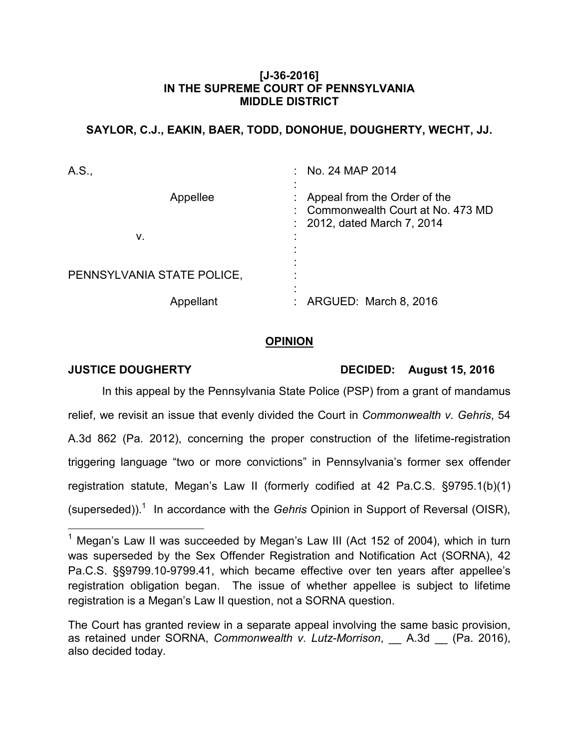**[J-36-2016]**
**IN THE SUPREME COURT OF PENNSYLVANIA**
**MIDDLE DISTRICT**

**SAYLOR, C.J., EAKIN, BAER, TODD, DONOHUE, DOUGHERTY, WECHT, JJ.**

| | | |
|---|---|---|
| A.S., | : | No. 24 MAP 2014 |
| Appellee | : | Appeal from the Order of the Commonwealth Court at No. 473 MD 2012, dated March 7, 2014 |
| v. | : | |
| PENNSYLVANIA STATE POLICE, | : | |
| Appellant | : | ARGUED: March 8, 2016 |

## OPINION

**JUSTICE DOUGHERTY** **DECIDED: August 15, 2016**

In this appeal by the Pennsylvania State Police (PSP) from a grant of mandamus relief, we revisit an issue that evenly divided the Court in *Commonwealth v. Gehris*, 54 A.3d 862 (Pa. 2012), concerning the proper construction of the lifetime-registration triggering language "two or more convictions" in Pennsylvania's former sex offender registration statute, Megan's Law II (formerly codified at 42 Pa.C.S. §9795.1(b)(1) (superseded)).[1] In accordance with the *Gehris* Opinion in Support of Reversal (OISR),

---

[1] Megan's Law II was succeeded by Megan's Law III (Act 152 of 2004), which in turn was superseded by the Sex Offender Registration and Notification Act (SORNA), 42 Pa.C.S. §§9799.10-9799.41, which became effective over ten years after appellee's registration obligation began. The issue of whether appellee is subject to lifetime registration is a Megan's Law II question, not a SORNA question.

The Court has granted review in a separate appeal involving the same basic provision, as retained under SORNA, *Commonwealth v. Lutz-Morrison*, __ A.3d __ (Pa. 2016), also decided today.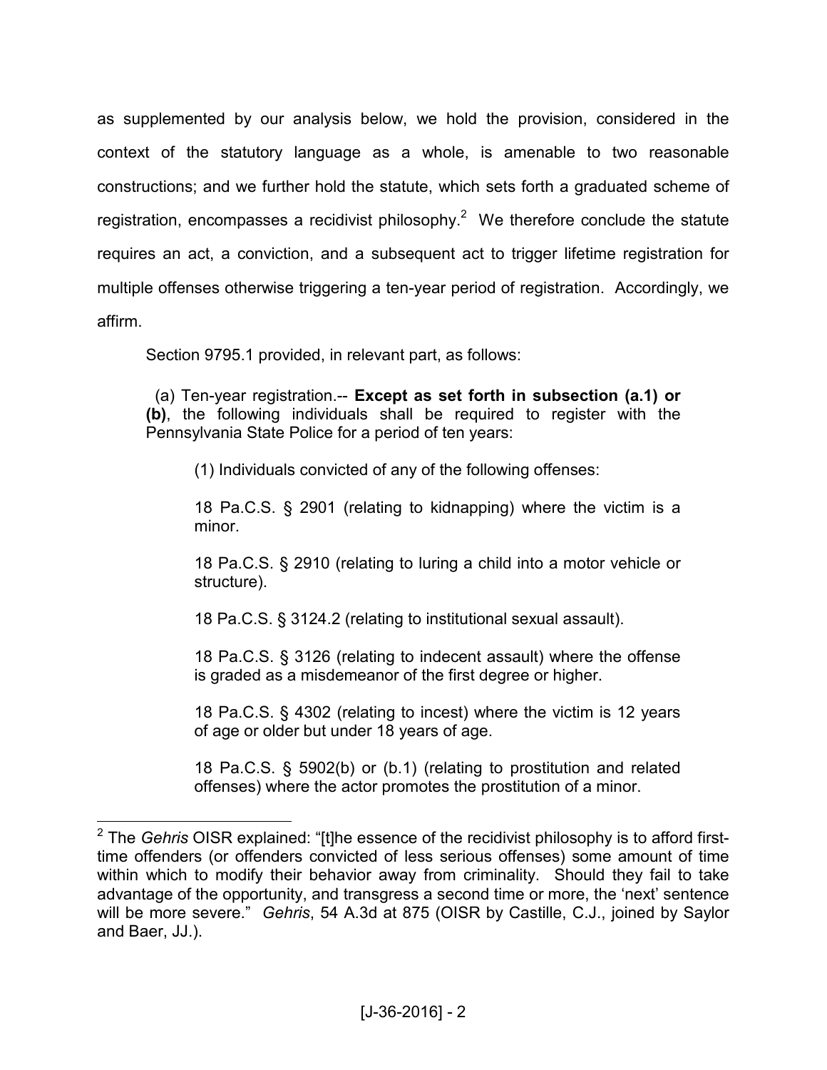as supplemented by our analysis below, we hold the provision, considered in the context of the statutory language as a whole, is amenable to two reasonable constructions; and we further hold the statute, which sets forth a graduated scheme of registration, encompasses a recidivist philosophy.[2] We therefore conclude the statute requires an act, a conviction, and a subsequent act to trigger lifetime registration for multiple offenses otherwise triggering a ten-year period of registration. Accordingly, we affirm.

Section 9795.1 provided, in relevant part, as follows:

> (a) Ten-year registration.-- **Except as set forth in subsection (a.1) or (b)**, the following individuals shall be required to register with the Pennsylvania State Police for a period of ten years:
>
> > (1) Individuals convicted of any of the following offenses:
> >
> > 18 Pa.C.S. § 2901 (relating to kidnapping) where the victim is a minor.
> >
> > 18 Pa.C.S. § 2910 (relating to luring a child into a motor vehicle or structure).
> >
> > 18 Pa.C.S. § 3124.2 (relating to institutional sexual assault).
> >
> > 18 Pa.C.S. § 3126 (relating to indecent assault) where the offense is graded as a misdemeanor of the first degree or higher.
> >
> > 18 Pa.C.S. § 4302 (relating to incest) where the victim is 12 years of age or older but under 18 years of age.
> >
> > 18 Pa.C.S. § 5902(b) or (b.1) (relating to prostitution and related offenses) where the actor promotes the prostitution of a minor.

---

[2] The *Gehris* OISR explained: "[t]he essence of the recidivist philosophy is to afford first-time offenders (or offenders convicted of less serious offenses) some amount of time within which to modify their behavior away from criminality. Should they fail to take advantage of the opportunity, and transgress a second time or more, the 'next' sentence will be more severe." *Gehris*, 54 A.3d at 875 (OISR by Castille, C.J., joined by Saylor and Baer, JJ.).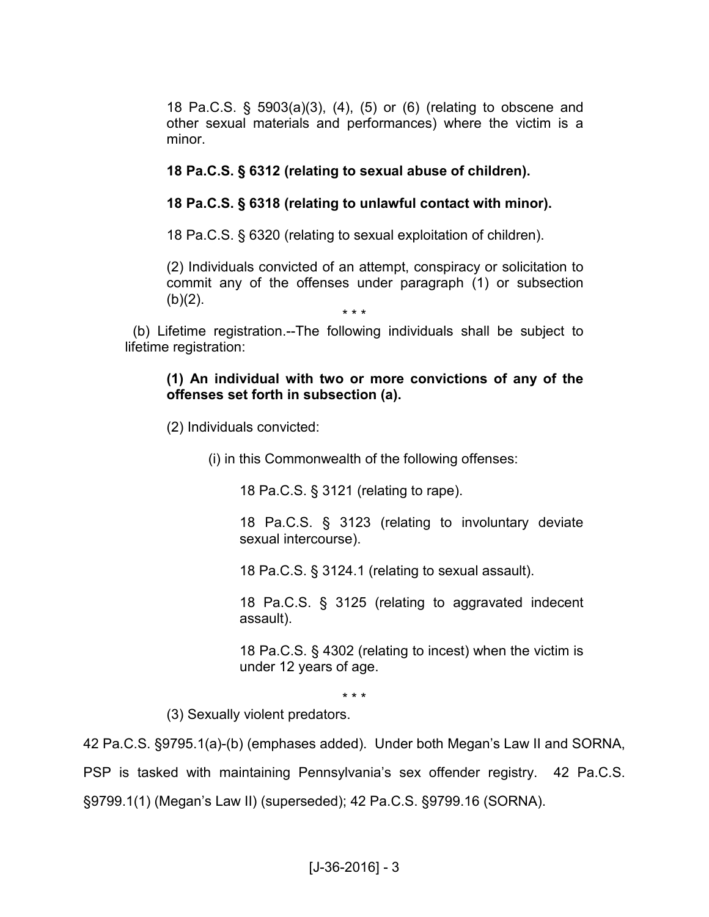18 Pa.C.S. § 5903(a)(3), (4), (5) or (6) (relating to obscene and other sexual materials and performances) where the victim is a minor.

**18 Pa.C.S. § 6312 (relating to sexual abuse of children).**

**18 Pa.C.S. § 6318 (relating to unlawful contact with minor).**

18 Pa.C.S. § 6320 (relating to sexual exploitation of children).

(2) Individuals convicted of an attempt, conspiracy or solicitation to commit any of the offenses under paragraph (1) or subsection (b)(2).

\* \* \*

(b) Lifetime registration.--The following individuals shall be subject to lifetime registration:

**(1) An individual with two or more convictions of any of the offenses set forth in subsection (a).**

(2) Individuals convicted:

(i) in this Commonwealth of the following offenses:

18 Pa.C.S. § 3121 (relating to rape).

18 Pa.C.S. § 3123 (relating to involuntary deviate sexual intercourse).

18 Pa.C.S. § 3124.1 (relating to sexual assault).

18 Pa.C.S. § 3125 (relating to aggravated indecent assault).

18 Pa.C.S. § 4302 (relating to incest) when the victim is under 12 years of age.

\* \* \*

(3) Sexually violent predators.

42 Pa.C.S. §9795.1(a)-(b) (emphases added). Under both Megan's Law II and SORNA, PSP is tasked with maintaining Pennsylvania's sex offender registry. 42 Pa.C.S. §9799.1(1) (Megan's Law II) (superseded); 42 Pa.C.S. §9799.16 (SORNA).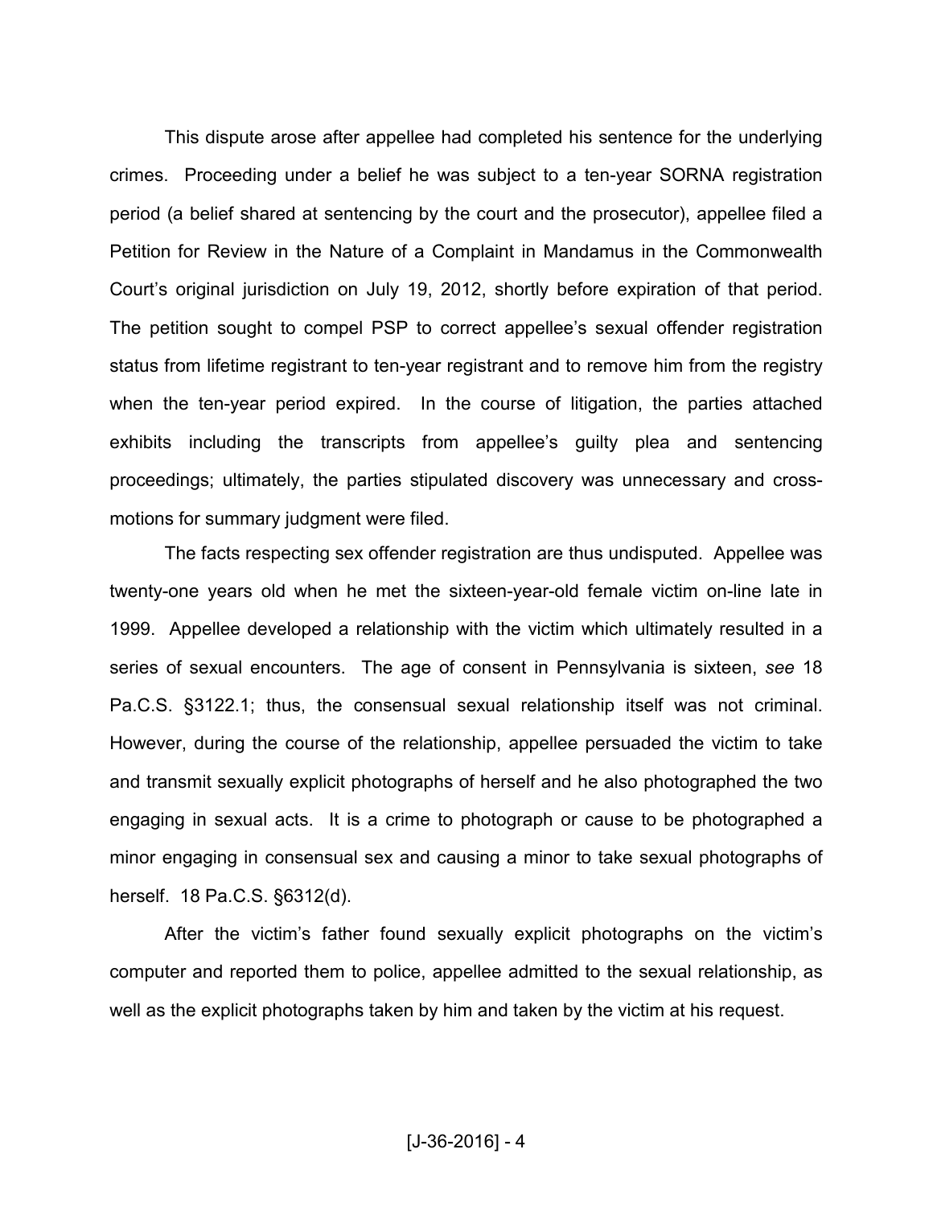This dispute arose after appellee had completed his sentence for the underlying crimes. Proceeding under a belief he was subject to a ten-year SORNA registration period (a belief shared at sentencing by the court and the prosecutor), appellee filed a Petition for Review in the Nature of a Complaint in Mandamus in the Commonwealth Court's original jurisdiction on July 19, 2012, shortly before expiration of that period. The petition sought to compel PSP to correct appellee's sexual offender registration status from lifetime registrant to ten-year registrant and to remove him from the registry when the ten-year period expired. In the course of litigation, the parties attached exhibits including the transcripts from appellee's guilty plea and sentencing proceedings; ultimately, the parties stipulated discovery was unnecessary and cross-motions for summary judgment were filed.

The facts respecting sex offender registration are thus undisputed. Appellee was twenty-one years old when he met the sixteen-year-old female victim on-line late in 1999. Appellee developed a relationship with the victim which ultimately resulted in a series of sexual encounters. The age of consent in Pennsylvania is sixteen, *see* 18 Pa.C.S. §3122.1; thus, the consensual sexual relationship itself was not criminal. However, during the course of the relationship, appellee persuaded the victim to take and transmit sexually explicit photographs of herself and he also photographed the two engaging in sexual acts. It is a crime to photograph or cause to be photographed a minor engaging in consensual sex and causing a minor to take sexual photographs of herself. 18 Pa.C.S. §6312(d).

After the victim's father found sexually explicit photographs on the victim's computer and reported them to police, appellee admitted to the sexual relationship, as well as the explicit photographs taken by him and taken by the victim at his request.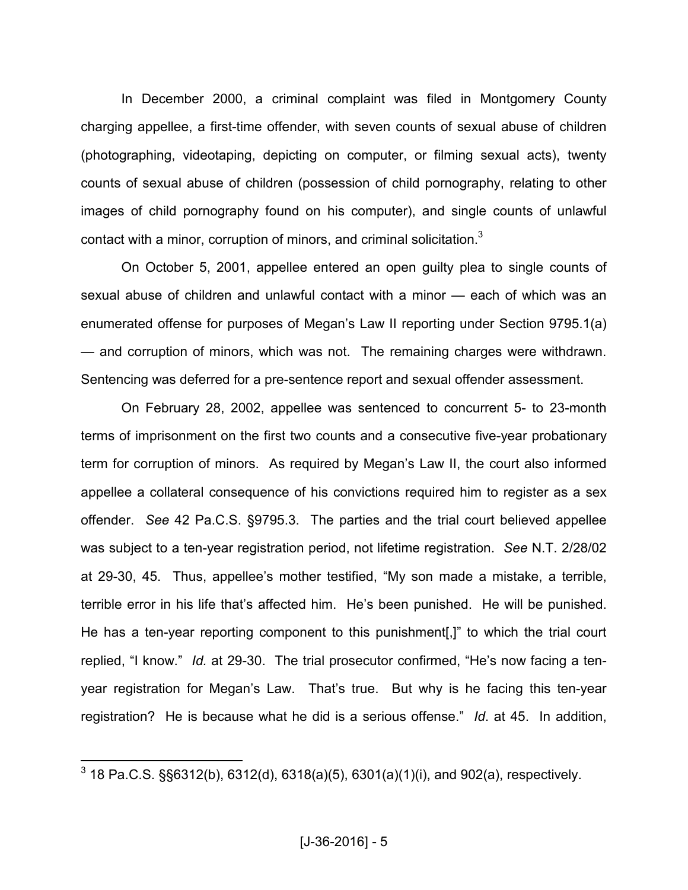In December 2000, a criminal complaint was filed in Montgomery County charging appellee, a first-time offender, with seven counts of sexual abuse of children (photographing, videotaping, depicting on computer, or filming sexual acts), twenty counts of sexual abuse of children (possession of child pornography, relating to other images of child pornography found on his computer), and single counts of unlawful contact with a minor, corruption of minors, and criminal solicitation.[3]

On October 5, 2001, appellee entered an open guilty plea to single counts of sexual abuse of children and unlawful contact with a minor — each of which was an enumerated offense for purposes of Megan's Law II reporting under Section 9795.1(a) — and corruption of minors, which was not. The remaining charges were withdrawn. Sentencing was deferred for a pre-sentence report and sexual offender assessment.

On February 28, 2002, appellee was sentenced to concurrent 5- to 23-month terms of imprisonment on the first two counts and a consecutive five-year probationary term for corruption of minors. As required by Megan's Law II, the court also informed appellee a collateral consequence of his convictions required him to register as a sex offender. *See* 42 Pa.C.S. §9795.3. The parties and the trial court believed appellee was subject to a ten-year registration period, not lifetime registration. *See* N.T. 2/28/02 at 29-30, 45. Thus, appellee's mother testified, "My son made a mistake, a terrible, terrible error in his life that's affected him. He's been punished. He will be punished. He has a ten-year reporting component to this punishment[,]" to which the trial court replied, "I know." *Id.* at 29-30. The trial prosecutor confirmed, "He's now facing a ten-year registration for Megan's Law. That's true. But why is he facing this ten-year registration? He is because what he did is a serious offense." *Id*. at 45. In addition,

---

[3] 18 Pa.C.S. §§6312(b), 6312(d), 6318(a)(5), 6301(a)(1)(i), and 902(a), respectively.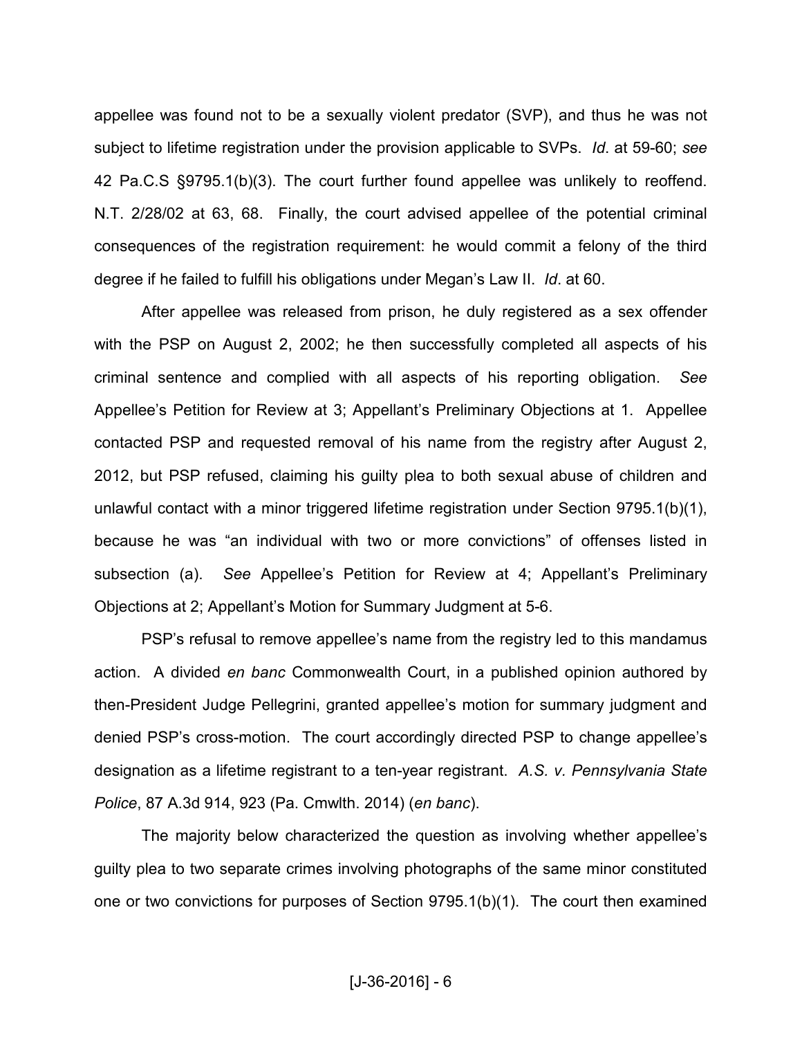appellee was found not to be a sexually violent predator (SVP), and thus he was not subject to lifetime registration under the provision applicable to SVPs. *Id*. at 59-60; *see* 42 Pa.C.S §9795.1(b)(3). The court further found appellee was unlikely to reoffend. N.T. 2/28/02 at 63, 68. Finally, the court advised appellee of the potential criminal consequences of the registration requirement: he would commit a felony of the third degree if he failed to fulfill his obligations under Megan's Law II. *Id*. at 60.

After appellee was released from prison, he duly registered as a sex offender with the PSP on August 2, 2002; he then successfully completed all aspects of his criminal sentence and complied with all aspects of his reporting obligation. *See* Appellee's Petition for Review at 3; Appellant's Preliminary Objections at 1. Appellee contacted PSP and requested removal of his name from the registry after August 2, 2012, but PSP refused, claiming his guilty plea to both sexual abuse of children and unlawful contact with a minor triggered lifetime registration under Section 9795.1(b)(1), because he was "an individual with two or more convictions" of offenses listed in subsection (a). *See* Appellee's Petition for Review at 4; Appellant's Preliminary Objections at 2; Appellant's Motion for Summary Judgment at 5-6.

PSP's refusal to remove appellee's name from the registry led to this mandamus action. A divided *en banc* Commonwealth Court, in a published opinion authored by then-President Judge Pellegrini, granted appellee's motion for summary judgment and denied PSP's cross-motion. The court accordingly directed PSP to change appellee's designation as a lifetime registrant to a ten-year registrant. *A.S. v. Pennsylvania State Police*, 87 A.3d 914, 923 (Pa. Cmwlth. 2014) (*en banc*).

The majority below characterized the question as involving whether appellee's guilty plea to two separate crimes involving photographs of the same minor constituted one or two convictions for purposes of Section 9795.1(b)(1). The court then examined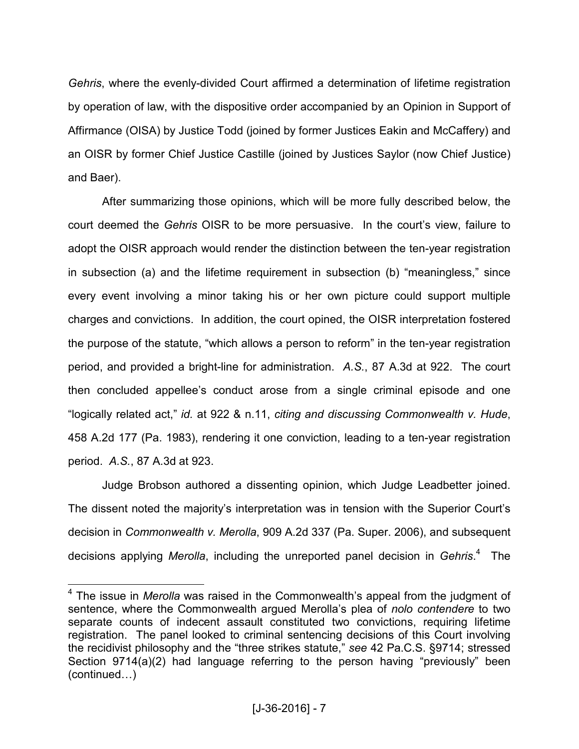*Gehris*, where the evenly-divided Court affirmed a determination of lifetime registration by operation of law, with the dispositive order accompanied by an Opinion in Support of Affirmance (OISA) by Justice Todd (joined by former Justices Eakin and McCaffery) and an OISR by former Chief Justice Castille (joined by Justices Saylor (now Chief Justice) and Baer).

After summarizing those opinions, which will be more fully described below, the court deemed the *Gehris* OISR to be more persuasive. In the court's view, failure to adopt the OISR approach would render the distinction between the ten-year registration in subsection (a) and the lifetime requirement in subsection (b) "meaningless," since every event involving a minor taking his or her own picture could support multiple charges and convictions. In addition, the court opined, the OISR interpretation fostered the purpose of the statute, "which allows a person to reform" in the ten-year registration period, and provided a bright-line for administration. *A.S.*, 87 A.3d at 922. The court then concluded appellee's conduct arose from a single criminal episode and one "logically related act," *id.* at 922 & n.11, *citing and discussing Commonwealth v. Hude*, 458 A.2d 177 (Pa. 1983), rendering it one conviction, leading to a ten-year registration period. *A.S.*, 87 A.3d at 923.

Judge Brobson authored a dissenting opinion, which Judge Leadbetter joined. The dissent noted the majority's interpretation was in tension with the Superior Court's decision in *Commonwealth v. Merolla*, 909 A.2d 337 (Pa. Super. 2006), and subsequent decisions applying *Merolla*, including the unreported panel decision in *Gehris*.[4] The

---

[4] The issue in *Merolla* was raised in the Commonwealth's appeal from the judgment of sentence, where the Commonwealth argued Merolla's plea of *nolo contendere* to two separate counts of indecent assault constituted two convictions, requiring lifetime registration. The panel looked to criminal sentencing decisions of this Court involving the recidivist philosophy and the "three strikes statute," *see* 42 Pa.C.S. §9714; stressed Section 9714(a)(2) had language referring to the person having "previously" been (continued…)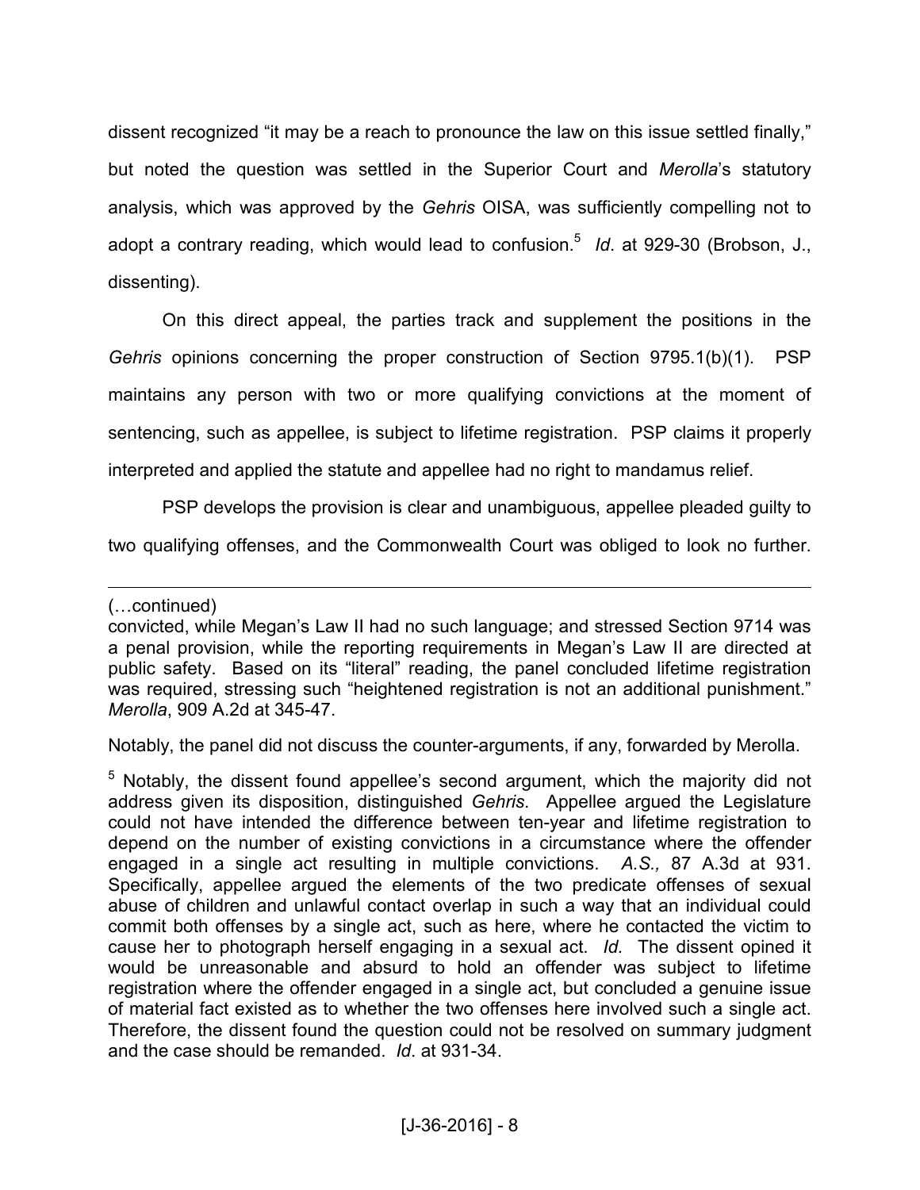dissent recognized "it may be a reach to pronounce the law on this issue settled finally," but noted the question was settled in the Superior Court and *Merolla*'s statutory analysis, which was approved by the *Gehris* OISA, was sufficiently compelling not to adopt a contrary reading, which would lead to confusion.[5] *Id*. at 929-30 (Brobson, J., dissenting).

On this direct appeal, the parties track and supplement the positions in the *Gehris* opinions concerning the proper construction of Section 9795.1(b)(1). PSP maintains any person with two or more qualifying convictions at the moment of sentencing, such as appellee, is subject to lifetime registration. PSP claims it properly interpreted and applied the statute and appellee had no right to mandamus relief.

PSP develops the provision is clear and unambiguous, appellee pleaded guilty to two qualifying offenses, and the Commonwealth Court was obliged to look no further.

---

(…continued)

convicted, while Megan's Law II had no such language; and stressed Section 9714 was a penal provision, while the reporting requirements in Megan's Law II are directed at public safety. Based on its "literal" reading, the panel concluded lifetime registration was required, stressing such "heightened registration is not an additional punishment." *Merolla*, 909 A.2d at 345-47.

Notably, the panel did not discuss the counter-arguments, if any, forwarded by Merolla.

[5] Notably, the dissent found appellee's second argument, which the majority did not address given its disposition, distinguished *Gehris*. Appellee argued the Legislature could not have intended the difference between ten-year and lifetime registration to depend on the number of existing convictions in a circumstance where the offender engaged in a single act resulting in multiple convictions. *A.S.,* 87 A.3d at 931. Specifically, appellee argued the elements of the two predicate offenses of sexual abuse of children and unlawful contact overlap in such a way that an individual could commit both offenses by a single act, such as here, where he contacted the victim to cause her to photograph herself engaging in a sexual act. *Id.* The dissent opined it would be unreasonable and absurd to hold an offender was subject to lifetime registration where the offender engaged in a single act, but concluded a genuine issue of material fact existed as to whether the two offenses here involved such a single act. Therefore, the dissent found the question could not be resolved on summary judgment and the case should be remanded. *Id*. at 931-34.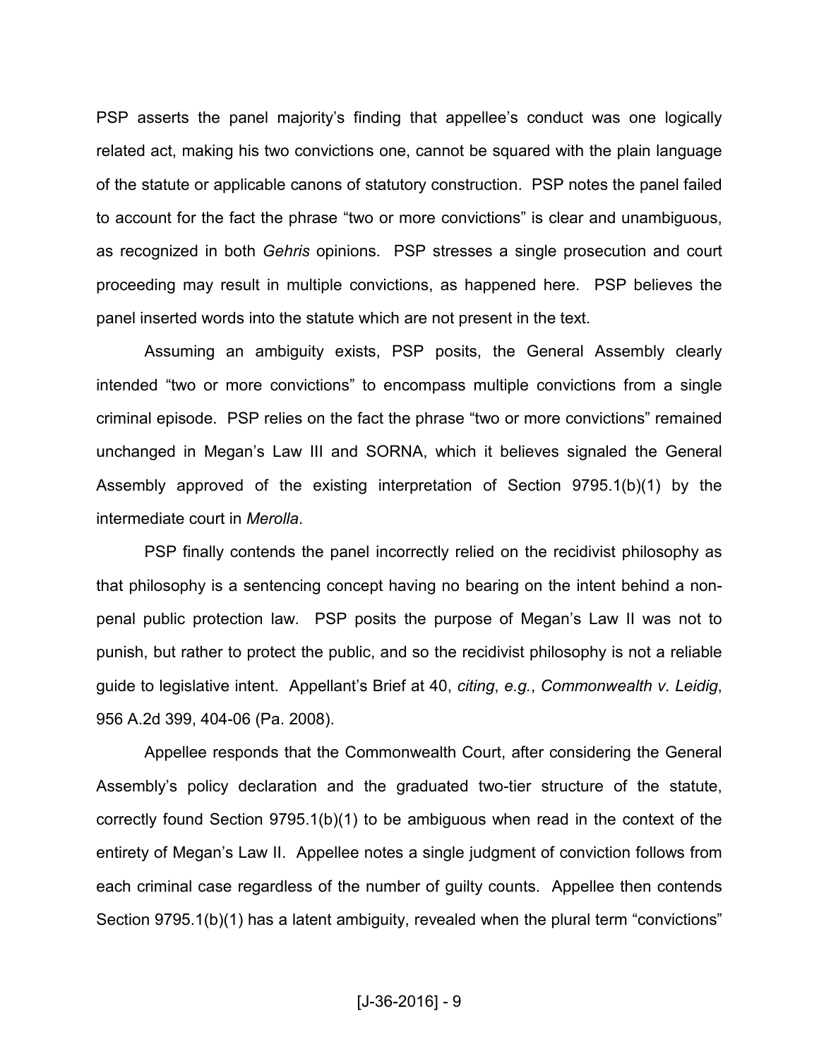PSP asserts the panel majority's finding that appellee's conduct was one logically related act, making his two convictions one, cannot be squared with the plain language of the statute or applicable canons of statutory construction. PSP notes the panel failed to account for the fact the phrase "two or more convictions" is clear and unambiguous, as recognized in both *Gehris* opinions. PSP stresses a single prosecution and court proceeding may result in multiple convictions, as happened here. PSP believes the panel inserted words into the statute which are not present in the text.

Assuming an ambiguity exists, PSP posits, the General Assembly clearly intended "two or more convictions" to encompass multiple convictions from a single criminal episode. PSP relies on the fact the phrase "two or more convictions" remained unchanged in Megan's Law III and SORNA, which it believes signaled the General Assembly approved of the existing interpretation of Section 9795.1(b)(1) by the intermediate court in *Merolla*.

PSP finally contends the panel incorrectly relied on the recidivist philosophy as that philosophy is a sentencing concept having no bearing on the intent behind a non-penal public protection law. PSP posits the purpose of Megan's Law II was not to punish, but rather to protect the public, and so the recidivist philosophy is not a reliable guide to legislative intent. Appellant's Brief at 40, *citing*, *e.g.*, *Commonwealth v. Leidig*, 956 A.2d 399, 404-06 (Pa. 2008).

Appellee responds that the Commonwealth Court, after considering the General Assembly's policy declaration and the graduated two-tier structure of the statute, correctly found Section 9795.1(b)(1) to be ambiguous when read in the context of the entirety of Megan's Law II. Appellee notes a single judgment of conviction follows from each criminal case regardless of the number of guilty counts. Appellee then contends Section 9795.1(b)(1) has a latent ambiguity, revealed when the plural term "convictions"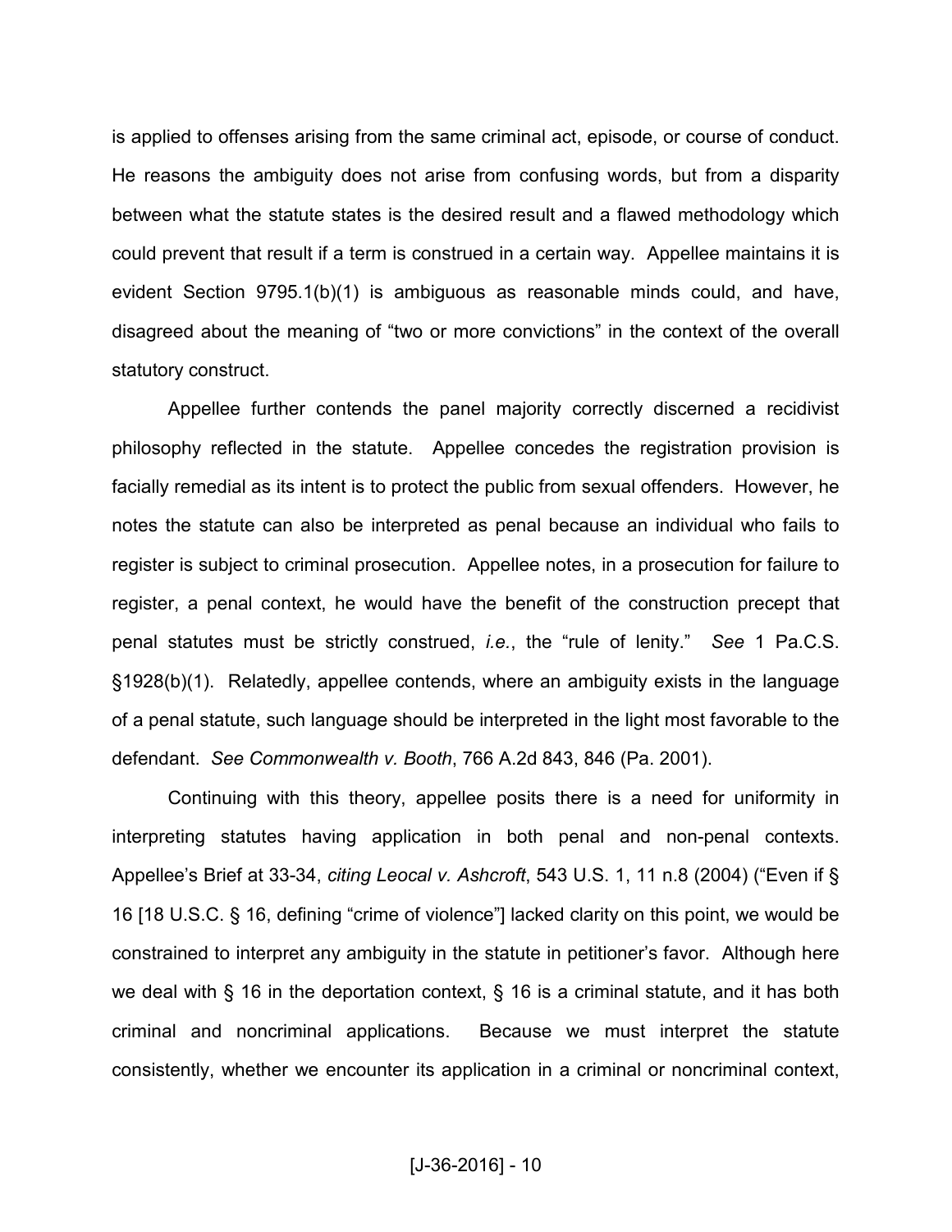is applied to offenses arising from the same criminal act, episode, or course of conduct. He reasons the ambiguity does not arise from confusing words, but from a disparity between what the statute states is the desired result and a flawed methodology which could prevent that result if a term is construed in a certain way. Appellee maintains it is evident Section 9795.1(b)(1) is ambiguous as reasonable minds could, and have, disagreed about the meaning of "two or more convictions" in the context of the overall statutory construct.

Appellee further contends the panel majority correctly discerned a recidivist philosophy reflected in the statute. Appellee concedes the registration provision is facially remedial as its intent is to protect the public from sexual offenders. However, he notes the statute can also be interpreted as penal because an individual who fails to register is subject to criminal prosecution. Appellee notes, in a prosecution for failure to register, a penal context, he would have the benefit of the construction precept that penal statutes must be strictly construed, *i.e.*, the "rule of lenity." *See* 1 Pa.C.S. §1928(b)(1). Relatedly, appellee contends, where an ambiguity exists in the language of a penal statute, such language should be interpreted in the light most favorable to the defendant. *See Commonwealth v. Booth*, 766 A.2d 843, 846 (Pa. 2001).

Continuing with this theory, appellee posits there is a need for uniformity in interpreting statutes having application in both penal and non-penal contexts. Appellee's Brief at 33-34, *citing Leocal v. Ashcroft*, 543 U.S. 1, 11 n.8 (2004) ("Even if § 16 [18 U.S.C. § 16, defining "crime of violence"] lacked clarity on this point, we would be constrained to interpret any ambiguity in the statute in petitioner's favor. Although here we deal with § 16 in the deportation context, § 16 is a criminal statute, and it has both criminal and noncriminal applications. Because we must interpret the statute consistently, whether we encounter its application in a criminal or noncriminal context,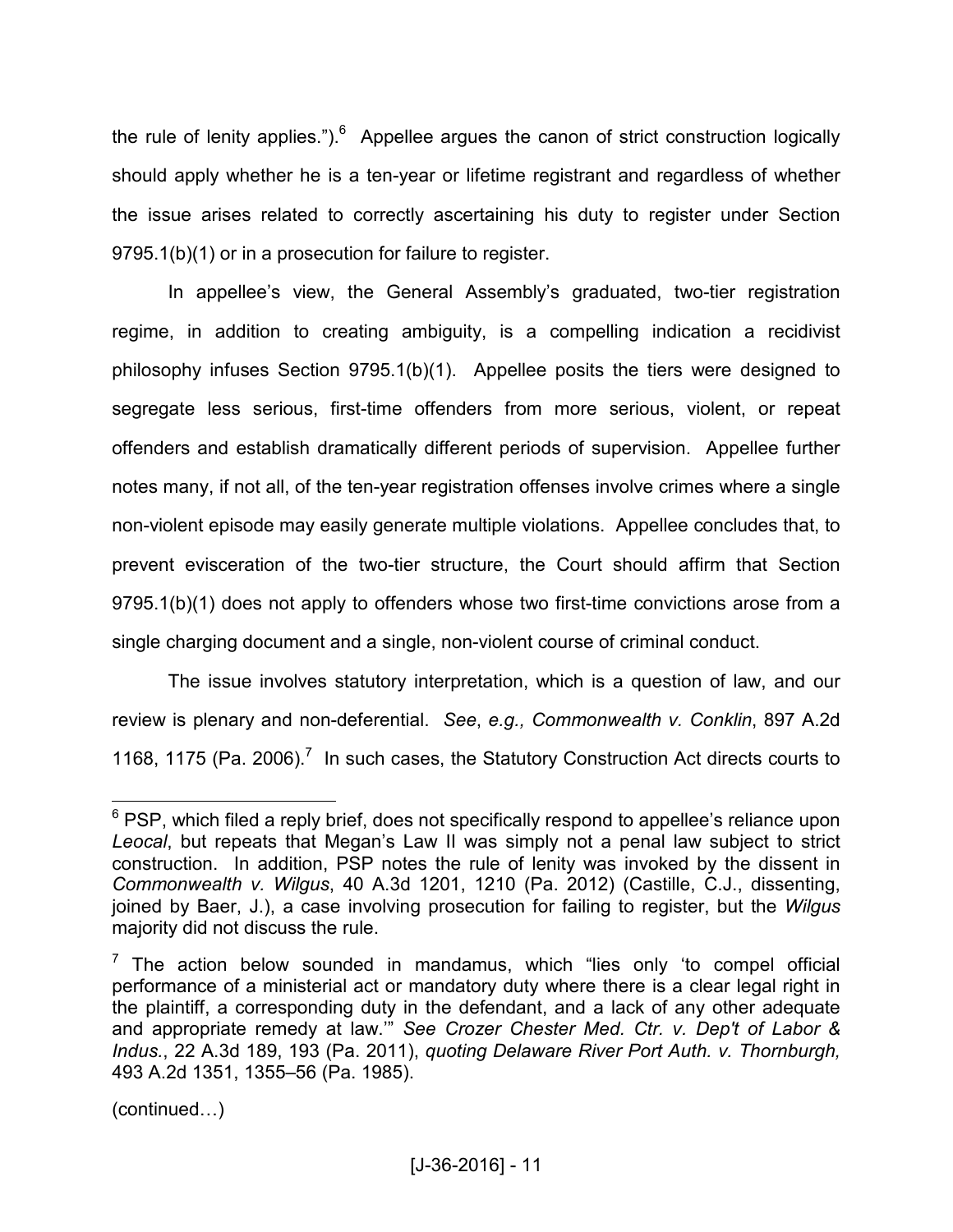the rule of lenity applies.").[6] Appellee argues the canon of strict construction logically should apply whether he is a ten-year or lifetime registrant and regardless of whether the issue arises related to correctly ascertaining his duty to register under Section 9795.1(b)(1) or in a prosecution for failure to register.

In appellee's view, the General Assembly's graduated, two-tier registration regime, in addition to creating ambiguity, is a compelling indication a recidivist philosophy infuses Section 9795.1(b)(1). Appellee posits the tiers were designed to segregate less serious, first-time offenders from more serious, violent, or repeat offenders and establish dramatically different periods of supervision. Appellee further notes many, if not all, of the ten-year registration offenses involve crimes where a single non-violent episode may easily generate multiple violations. Appellee concludes that, to prevent evisceration of the two-tier structure, the Court should affirm that Section 9795.1(b)(1) does not apply to offenders whose two first-time convictions arose from a single charging document and a single, non-violent course of criminal conduct.

The issue involves statutory interpretation, which is a question of law, and our review is plenary and non-deferential. *See*, *e.g., Commonwealth v. Conklin*, 897 A.2d 1168, 1175 (Pa. 2006).[7] In such cases, the Statutory Construction Act directs courts to

---

[6] PSP, which filed a reply brief, does not specifically respond to appellee's reliance upon *Leocal*, but repeats that Megan's Law II was simply not a penal law subject to strict construction. In addition, PSP notes the rule of lenity was invoked by the dissent in *Commonwealth v. Wilgus*, 40 A.3d 1201, 1210 (Pa. 2012) (Castille, C.J., dissenting, joined by Baer, J.), a case involving prosecution for failing to register, but the *Wilgus* majority did not discuss the rule.

[7] The action below sounded in mandamus, which "lies only 'to compel official performance of a ministerial act or mandatory duty where there is a clear legal right in the plaintiff, a corresponding duty in the defendant, and a lack of any other adequate and appropriate remedy at law.'" *See Crozer Chester Med. Ctr. v. Dep't of Labor & Indus.*, 22 A.3d 189, 193 (Pa. 2011), *quoting Delaware River Port Auth. v. Thornburgh,* 493 A.2d 1351, 1355–56 (Pa. 1985).

(continued…)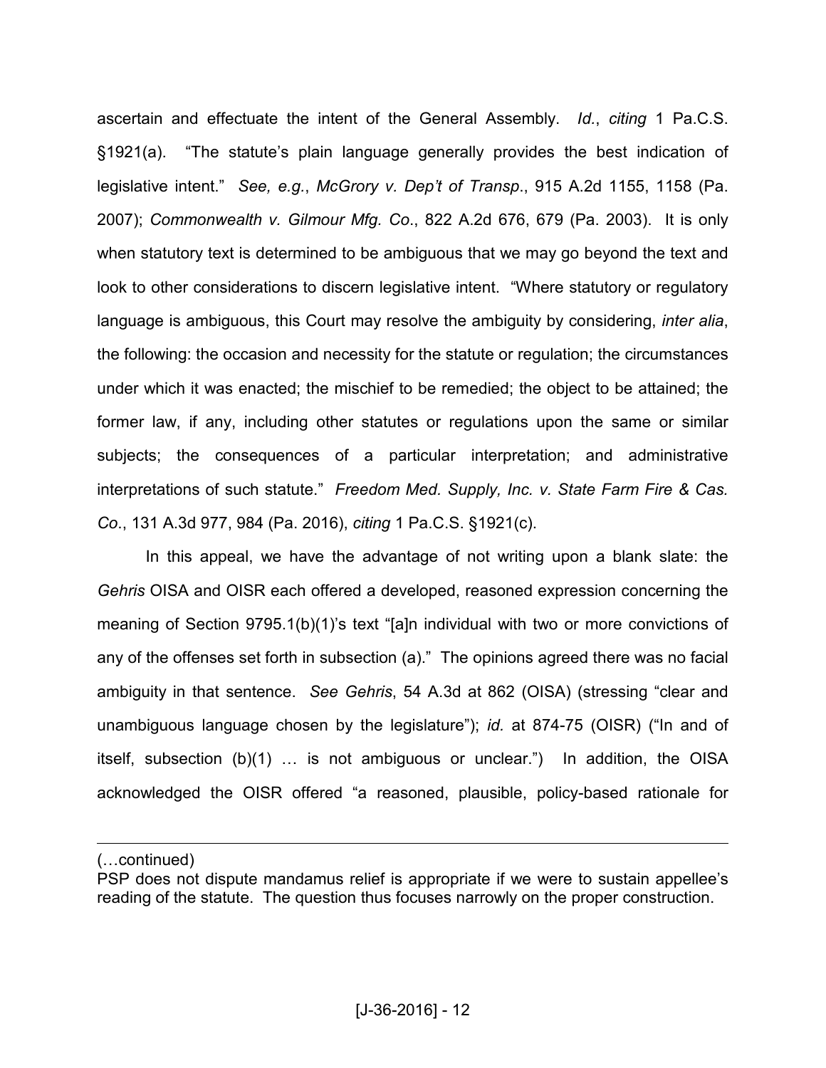ascertain and effectuate the intent of the General Assembly. *Id.*, *citing* 1 Pa.C.S. §1921(a). "The statute's plain language generally provides the best indication of legislative intent." *See, e.g.*, *McGrory v. Dep't of Transp*., 915 A.2d 1155, 1158 (Pa. 2007); *Commonwealth v. Gilmour Mfg. Co*., 822 A.2d 676, 679 (Pa. 2003). It is only when statutory text is determined to be ambiguous that we may go beyond the text and look to other considerations to discern legislative intent. "Where statutory or regulatory language is ambiguous, this Court may resolve the ambiguity by considering, *inter alia*, the following: the occasion and necessity for the statute or regulation; the circumstances under which it was enacted; the mischief to be remedied; the object to be attained; the former law, if any, including other statutes or regulations upon the same or similar subjects; the consequences of a particular interpretation; and administrative interpretations of such statute." *Freedom Med. Supply, Inc. v. State Farm Fire & Cas. Co*., 131 A.3d 977, 984 (Pa. 2016), *citing* 1 Pa.C.S. §1921(c).

In this appeal, we have the advantage of not writing upon a blank slate: the *Gehris* OISA and OISR each offered a developed, reasoned expression concerning the meaning of Section 9795.1(b)(1)'s text "[a]n individual with two or more convictions of any of the offenses set forth in subsection (a)." The opinions agreed there was no facial ambiguity in that sentence. *See Gehris*, 54 A.3d at 862 (OISA) (stressing "clear and unambiguous language chosen by the legislature"); *id.* at 874-75 (OISR) ("In and of itself, subsection (b)(1) … is not ambiguous or unclear.") In addition, the OISA acknowledged the OISR offered "a reasoned, plausible, policy-based rationale for

---

(…continued)
PSP does not dispute mandamus relief is appropriate if we were to sustain appellee's reading of the statute. The question thus focuses narrowly on the proper construction.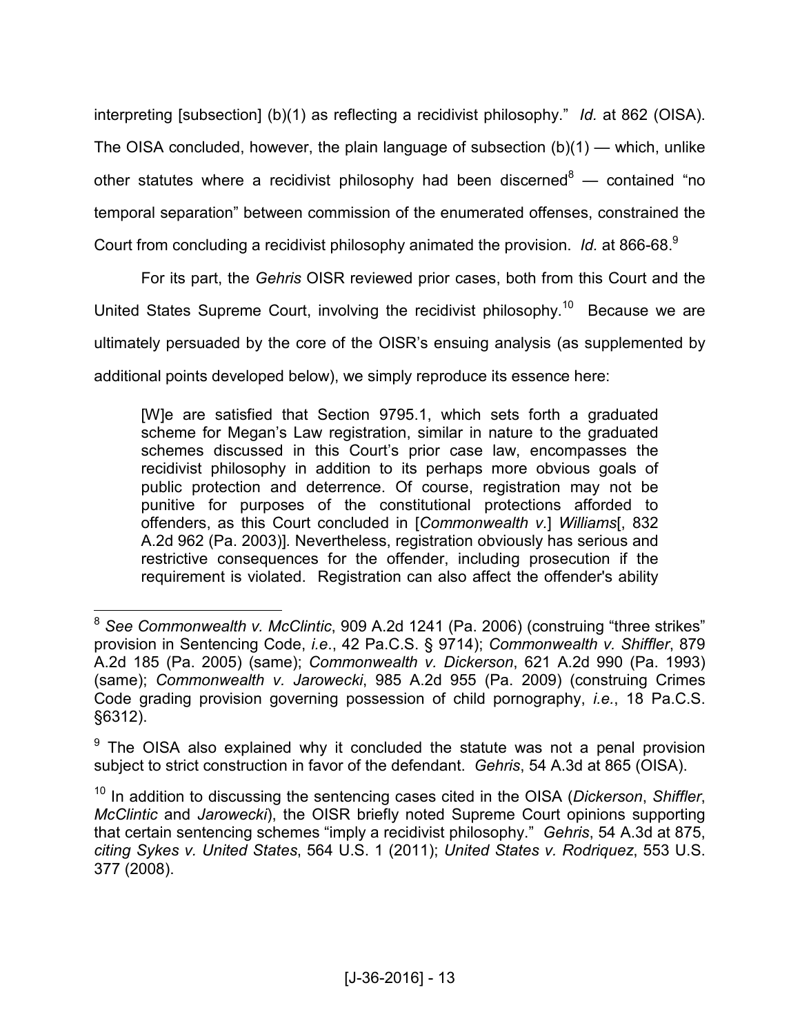interpreting [subsection] (b)(1) as reflecting a recidivist philosophy." *Id.* at 862 (OISA). The OISA concluded, however, the plain language of subsection (b)(1) — which, unlike other statutes where a recidivist philosophy had been discerned[8] — contained "no temporal separation" between commission of the enumerated offenses, constrained the Court from concluding a recidivist philosophy animated the provision. *Id.* at 866-68.[9]

For its part, the *Gehris* OISR reviewed prior cases, both from this Court and the United States Supreme Court, involving the recidivist philosophy.[10] Because we are ultimately persuaded by the core of the OISR's ensuing analysis (as supplemented by additional points developed below), we simply reproduce its essence here:

> [W]e are satisfied that Section 9795.1, which sets forth a graduated scheme for Megan's Law registration, similar in nature to the graduated schemes discussed in this Court's prior case law, encompasses the recidivist philosophy in addition to its perhaps more obvious goals of public protection and deterrence. Of course, registration may not be punitive for purposes of the constitutional protections afforded to offenders, as this Court concluded in [*Commonwealth v.*] *Williams*[, 832 A.2d 962 (Pa. 2003)]. Nevertheless, registration obviously has serious and restrictive consequences for the offender, including prosecution if the requirement is violated. Registration can also affect the offender's ability

---

[8] *See Commonwealth v. McClintic*, 909 A.2d 1241 (Pa. 2006) (construing "three strikes" provision in Sentencing Code, *i.e.*, 42 Pa.C.S. § 9714); *Commonwealth v. Shiffler*, 879 A.2d 185 (Pa. 2005) (same); *Commonwealth v. Dickerson*, 621 A.2d 990 (Pa. 1993) (same); *Commonwealth v. Jarowecki*, 985 A.2d 955 (Pa. 2009) (construing Crimes Code grading provision governing possession of child pornography, *i.e.*, 18 Pa.C.S. §6312).

[9] The OISA also explained why it concluded the statute was not a penal provision subject to strict construction in favor of the defendant. *Gehris*, 54 A.3d at 865 (OISA).

[10] In addition to discussing the sentencing cases cited in the OISA (*Dickerson*, *Shiffler*, *McClintic* and *Jarowecki*), the OISR briefly noted Supreme Court opinions supporting that certain sentencing schemes "imply a recidivist philosophy." *Gehris*, 54 A.3d at 875, *citing Sykes v. United States*, 564 U.S. 1 (2011); *United States v. Rodriquez*, 553 U.S. 377 (2008).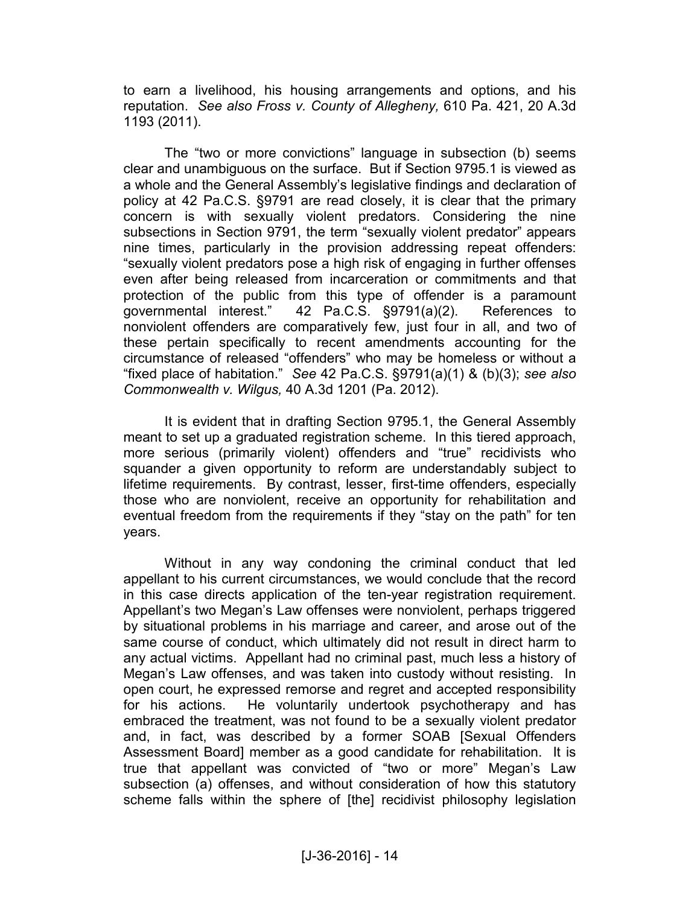to earn a livelihood, his housing arrangements and options, and his reputation. *See also Fross v. County of Allegheny,* 610 Pa. 421, 20 A.3d 1193 (2011).

The "two or more convictions" language in subsection (b) seems clear and unambiguous on the surface. But if Section 9795.1 is viewed as a whole and the General Assembly's legislative findings and declaration of policy at 42 Pa.C.S. §9791 are read closely, it is clear that the primary concern is with sexually violent predators. Considering the nine subsections in Section 9791, the term "sexually violent predator" appears nine times, particularly in the provision addressing repeat offenders: "sexually violent predators pose a high risk of engaging in further offenses even after being released from incarceration or commitments and that protection of the public from this type of offender is a paramount governmental interest." 42 Pa.C.S. §9791(a)(2). References to nonviolent offenders are comparatively few, just four in all, and two of these pertain specifically to recent amendments accounting for the circumstance of released "offenders" who may be homeless or without a "fixed place of habitation." *See* 42 Pa.C.S. §9791(a)(1) & (b)(3); *see also Commonwealth v. Wilgus,* 40 A.3d 1201 (Pa. 2012).

It is evident that in drafting Section 9795.1, the General Assembly meant to set up a graduated registration scheme. In this tiered approach, more serious (primarily violent) offenders and "true" recidivists who squander a given opportunity to reform are understandably subject to lifetime requirements. By contrast, lesser, first-time offenders, especially those who are nonviolent, receive an opportunity for rehabilitation and eventual freedom from the requirements if they "stay on the path" for ten years.

Without in any way condoning the criminal conduct that led appellant to his current circumstances, we would conclude that the record in this case directs application of the ten-year registration requirement. Appellant's two Megan's Law offenses were nonviolent, perhaps triggered by situational problems in his marriage and career, and arose out of the same course of conduct, which ultimately did not result in direct harm to any actual victims. Appellant had no criminal past, much less a history of Megan's Law offenses, and was taken into custody without resisting. In open court, he expressed remorse and regret and accepted responsibility for his actions. He voluntarily undertook psychotherapy and has embraced the treatment, was not found to be a sexually violent predator and, in fact, was described by a former SOAB [Sexual Offenders Assessment Board] member as a good candidate for rehabilitation. It is true that appellant was convicted of "two or more" Megan's Law subsection (a) offenses, and without consideration of how this statutory scheme falls within the sphere of [the] recidivist philosophy legislation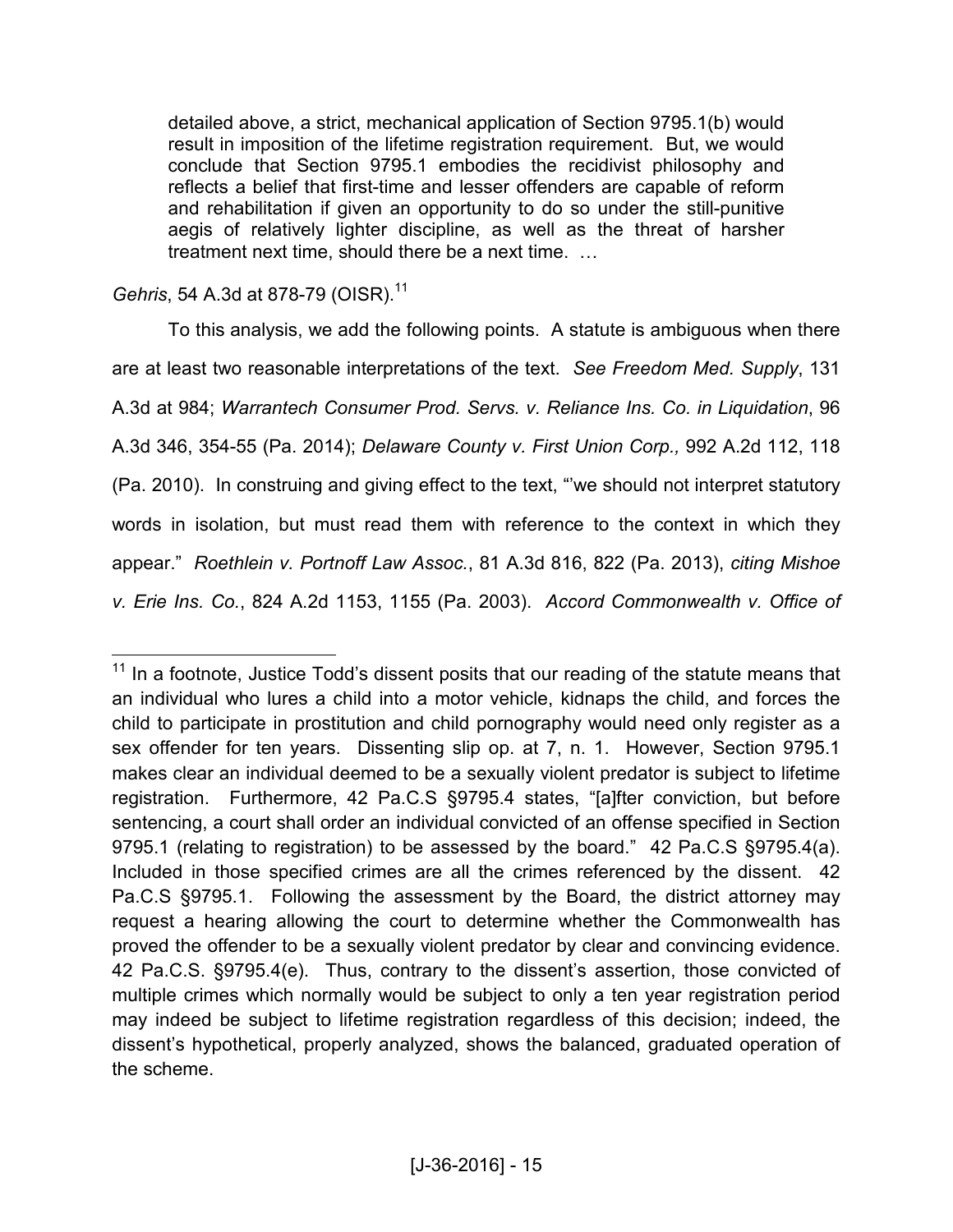> detailed above, a strict, mechanical application of Section 9795.1(b) would result in imposition of the lifetime registration requirement. But, we would conclude that Section 9795.1 embodies the recidivist philosophy and reflects a belief that first-time and lesser offenders are capable of reform and rehabilitation if given an opportunity to do so under the still-punitive aegis of relatively lighter discipline, as well as the threat of harsher treatment next time, should there be a next time. …

*Gehris*, 54 A.3d at 878-79 (OISR).[11]

To this analysis, we add the following points. A statute is ambiguous when there are at least two reasonable interpretations of the text. *See Freedom Med. Supply*, 131 A.3d at 984; *Warrantech Consumer Prod. Servs. v. Reliance Ins. Co. in Liquidation*, 96 A.3d 346, 354-55 (Pa. 2014); *Delaware County v. First Union Corp.,* 992 A.2d 112, 118 (Pa. 2010). In construing and giving effect to the text, "'we should not interpret statutory words in isolation, but must read them with reference to the context in which they appear." *Roethlein v. Portnoff Law Assoc.*, 81 A.3d 816, 822 (Pa. 2013), *citing Mishoe v. Erie Ins. Co.*, 824 A.2d 1153, 1155 (Pa. 2003). *Accord Commonwealth v. Office of*

---

[11] In a footnote, Justice Todd's dissent posits that our reading of the statute means that an individual who lures a child into a motor vehicle, kidnaps the child, and forces the child to participate in prostitution and child pornography would need only register as a sex offender for ten years. Dissenting slip op. at 7, n. 1. However, Section 9795.1 makes clear an individual deemed to be a sexually violent predator is subject to lifetime registration. Furthermore, 42 Pa.C.S §9795.4 states, "[a]fter conviction, but before sentencing, a court shall order an individual convicted of an offense specified in Section 9795.1 (relating to registration) to be assessed by the board." 42 Pa.C.S §9795.4(a). Included in those specified crimes are all the crimes referenced by the dissent. 42 Pa.C.S §9795.1. Following the assessment by the Board, the district attorney may request a hearing allowing the court to determine whether the Commonwealth has proved the offender to be a sexually violent predator by clear and convincing evidence. 42 Pa.C.S. §9795.4(e). Thus, contrary to the dissent's assertion, those convicted of multiple crimes which normally would be subject to only a ten year registration period may indeed be subject to lifetime registration regardless of this decision; indeed, the dissent's hypothetical, properly analyzed, shows the balanced, graduated operation of the scheme.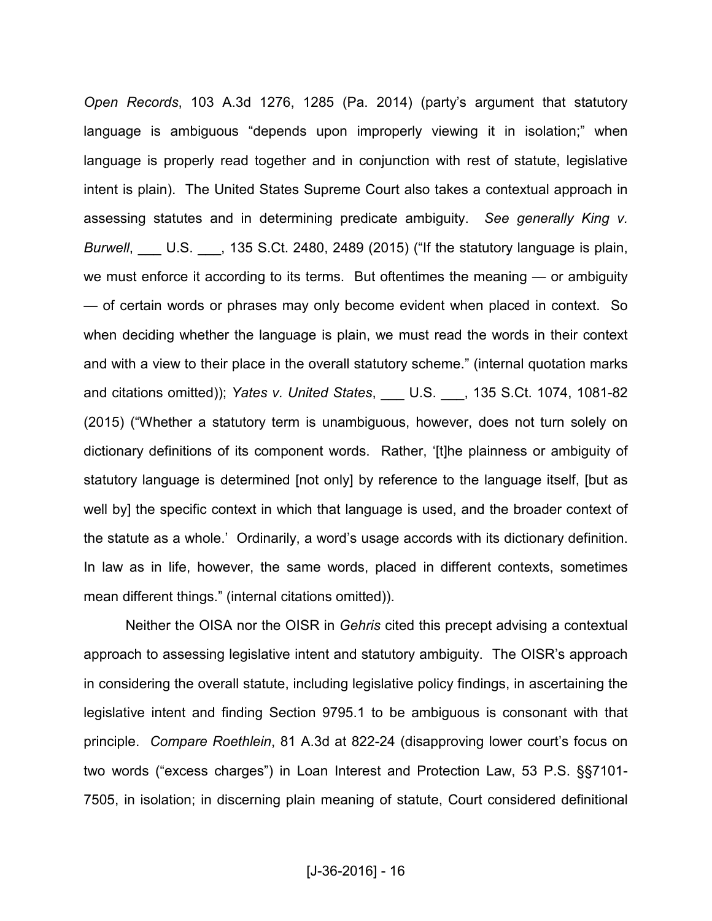*Open Records*, 103 A.3d 1276, 1285 (Pa. 2014) (party's argument that statutory language is ambiguous "depends upon improperly viewing it in isolation;" when language is properly read together and in conjunction with rest of statute, legislative intent is plain). The United States Supreme Court also takes a contextual approach in assessing statutes and in determining predicate ambiguity. *See generally King v. Burwell*, ___ U.S. ___, 135 S.Ct. 2480, 2489 (2015) ("If the statutory language is plain, we must enforce it according to its terms. But oftentimes the meaning — or ambiguity — of certain words or phrases may only become evident when placed in context. So when deciding whether the language is plain, we must read the words in their context and with a view to their place in the overall statutory scheme." (internal quotation marks and citations omitted)); *Yates v. United States*, ___ U.S. ___, 135 S.Ct. 1074, 1081-82 (2015) ("Whether a statutory term is unambiguous, however, does not turn solely on dictionary definitions of its component words. Rather, '[t]he plainness or ambiguity of statutory language is determined [not only] by reference to the language itself, [but as well by] the specific context in which that language is used, and the broader context of the statute as a whole.' Ordinarily, a word's usage accords with its dictionary definition. In law as in life, however, the same words, placed in different contexts, sometimes mean different things." (internal citations omitted)).

Neither the OISA nor the OISR in *Gehris* cited this precept advising a contextual approach to assessing legislative intent and statutory ambiguity. The OISR's approach in considering the overall statute, including legislative policy findings, in ascertaining the legislative intent and finding Section 9795.1 to be ambiguous is consonant with that principle. *Compare Roethlein*, 81 A.3d at 822-24 (disapproving lower court's focus on two words ("excess charges") in Loan Interest and Protection Law, 53 P.S. §§7101-7505, in isolation; in discerning plain meaning of statute, Court considered definitional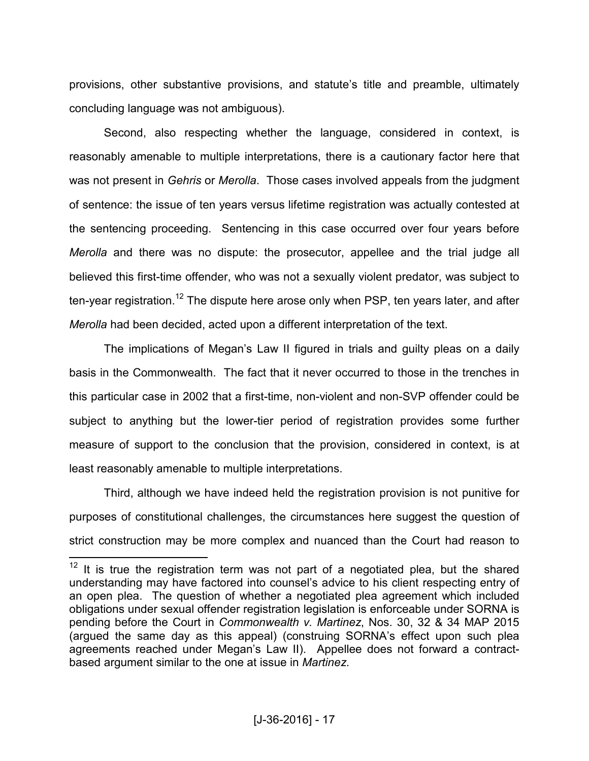provisions, other substantive provisions, and statute's title and preamble, ultimately concluding language was not ambiguous).

Second, also respecting whether the language, considered in context, is reasonably amenable to multiple interpretations, there is a cautionary factor here that was not present in *Gehris* or *Merolla*. Those cases involved appeals from the judgment of sentence: the issue of ten years versus lifetime registration was actually contested at the sentencing proceeding. Sentencing in this case occurred over four years before *Merolla* and there was no dispute: the prosecutor, appellee and the trial judge all believed this first-time offender, who was not a sexually violent predator, was subject to ten-year registration.[12] The dispute here arose only when PSP, ten years later, and after *Merolla* had been decided, acted upon a different interpretation of the text.

The implications of Megan's Law II figured in trials and guilty pleas on a daily basis in the Commonwealth. The fact that it never occurred to those in the trenches in this particular case in 2002 that a first-time, non-violent and non-SVP offender could be subject to anything but the lower-tier period of registration provides some further measure of support to the conclusion that the provision, considered in context, is at least reasonably amenable to multiple interpretations.

Third, although we have indeed held the registration provision is not punitive for purposes of constitutional challenges, the circumstances here suggest the question of strict construction may be more complex and nuanced than the Court had reason to

[12] It is true the registration term was not part of a negotiated plea, but the shared understanding may have factored into counsel's advice to his client respecting entry of an open plea. The question of whether a negotiated plea agreement which included obligations under sexual offender registration legislation is enforceable under SORNA is pending before the Court in *Commonwealth v. Martinez*, Nos. 30, 32 & 34 MAP 2015 (argued the same day as this appeal) (construing SORNA's effect upon such plea agreements reached under Megan's Law II). Appellee does not forward a contract-based argument similar to the one at issue in *Martinez*.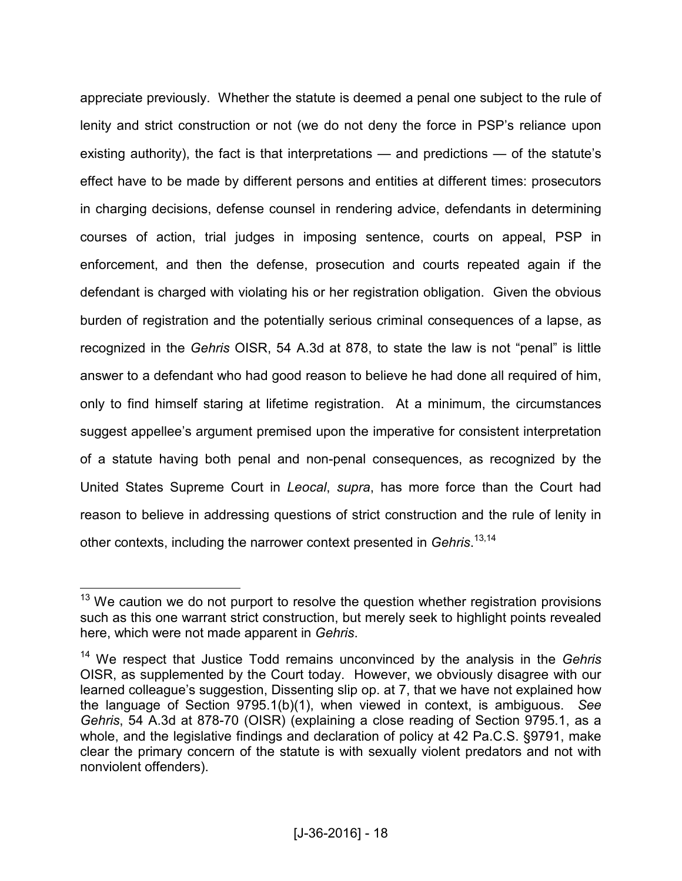appreciate previously. Whether the statute is deemed a penal one subject to the rule of lenity and strict construction or not (we do not deny the force in PSP's reliance upon existing authority), the fact is that interpretations — and predictions — of the statute's effect have to be made by different persons and entities at different times: prosecutors in charging decisions, defense counsel in rendering advice, defendants in determining courses of action, trial judges in imposing sentence, courts on appeal, PSP in enforcement, and then the defense, prosecution and courts repeated again if the defendant is charged with violating his or her registration obligation. Given the obvious burden of registration and the potentially serious criminal consequences of a lapse, as recognized in the *Gehris* OISR, 54 A.3d at 878, to state the law is not "penal" is little answer to a defendant who had good reason to believe he had done all required of him, only to find himself staring at lifetime registration. At a minimum, the circumstances suggest appellee's argument premised upon the imperative for consistent interpretation of a statute having both penal and non-penal consequences, as recognized by the United States Supreme Court in *Leocal*, *supra*, has more force than the Court had reason to believe in addressing questions of strict construction and the rule of lenity in other contexts, including the narrower context presented in *Gehris*.[13,14]

---

[13] We caution we do not purport to resolve the question whether registration provisions such as this one warrant strict construction, but merely seek to highlight points revealed here, which were not made apparent in *Gehris*.

[14] We respect that Justice Todd remains unconvinced by the analysis in the *Gehris* OISR, as supplemented by the Court today. However, we obviously disagree with our learned colleague's suggestion, Dissenting slip op. at 7, that we have not explained how the language of Section 9795.1(b)(1), when viewed in context, is ambiguous. *See Gehris*, 54 A.3d at 878-70 (OISR) (explaining a close reading of Section 9795.1, as a whole, and the legislative findings and declaration of policy at 42 Pa.C.S. §9791, make clear the primary concern of the statute is with sexually violent predators and not with nonviolent offenders).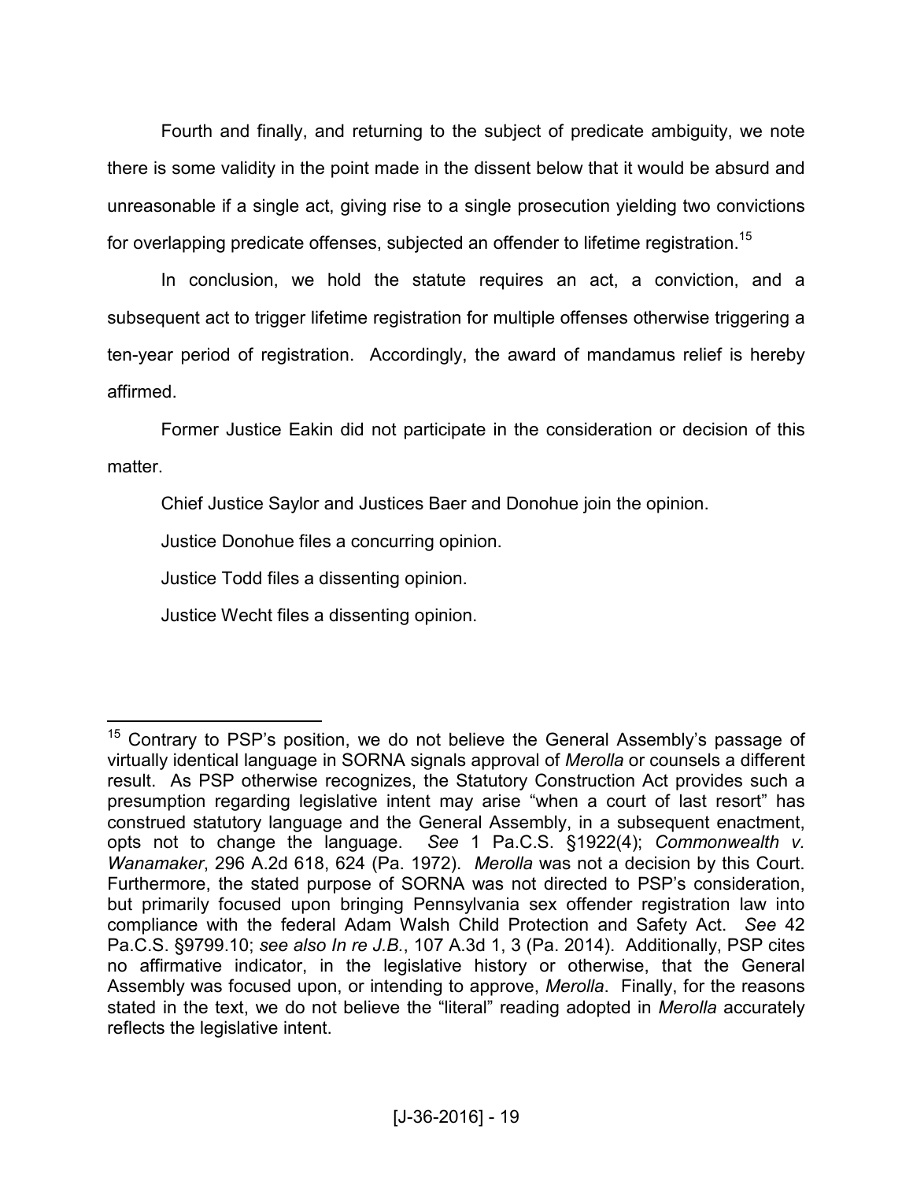Fourth and finally, and returning to the subject of predicate ambiguity, we note there is some validity in the point made in the dissent below that it would be absurd and unreasonable if a single act, giving rise to a single prosecution yielding two convictions for overlapping predicate offenses, subjected an offender to lifetime registration.[15]

In conclusion, we hold the statute requires an act, a conviction, and a subsequent act to trigger lifetime registration for multiple offenses otherwise triggering a ten-year period of registration. Accordingly, the award of mandamus relief is hereby affirmed.

Former Justice Eakin did not participate in the consideration or decision of this matter.

Chief Justice Saylor and Justices Baer and Donohue join the opinion.

Justice Donohue files a concurring opinion.

Justice Todd files a dissenting opinion.

Justice Wecht files a dissenting opinion.

---

[15] Contrary to PSP's position, we do not believe the General Assembly's passage of virtually identical language in SORNA signals approval of *Merolla* or counsels a different result. As PSP otherwise recognizes, the Statutory Construction Act provides such a presumption regarding legislative intent may arise "when a court of last resort" has construed statutory language and the General Assembly, in a subsequent enactment, opts not to change the language. *See* 1 Pa.C.S. §1922(4); *Commonwealth v. Wanamaker*, 296 A.2d 618, 624 (Pa. 1972). *Merolla* was not a decision by this Court. Furthermore, the stated purpose of SORNA was not directed to PSP's consideration, but primarily focused upon bringing Pennsylvania sex offender registration law into compliance with the federal Adam Walsh Child Protection and Safety Act. *See* 42 Pa.C.S. §9799.10; *see also In re J.B.*, 107 A.3d 1, 3 (Pa. 2014). Additionally, PSP cites no affirmative indicator, in the legislative history or otherwise, that the General Assembly was focused upon, or intending to approve, *Merolla*. Finally, for the reasons stated in the text, we do not believe the "literal" reading adopted in *Merolla* accurately reflects the legislative intent.